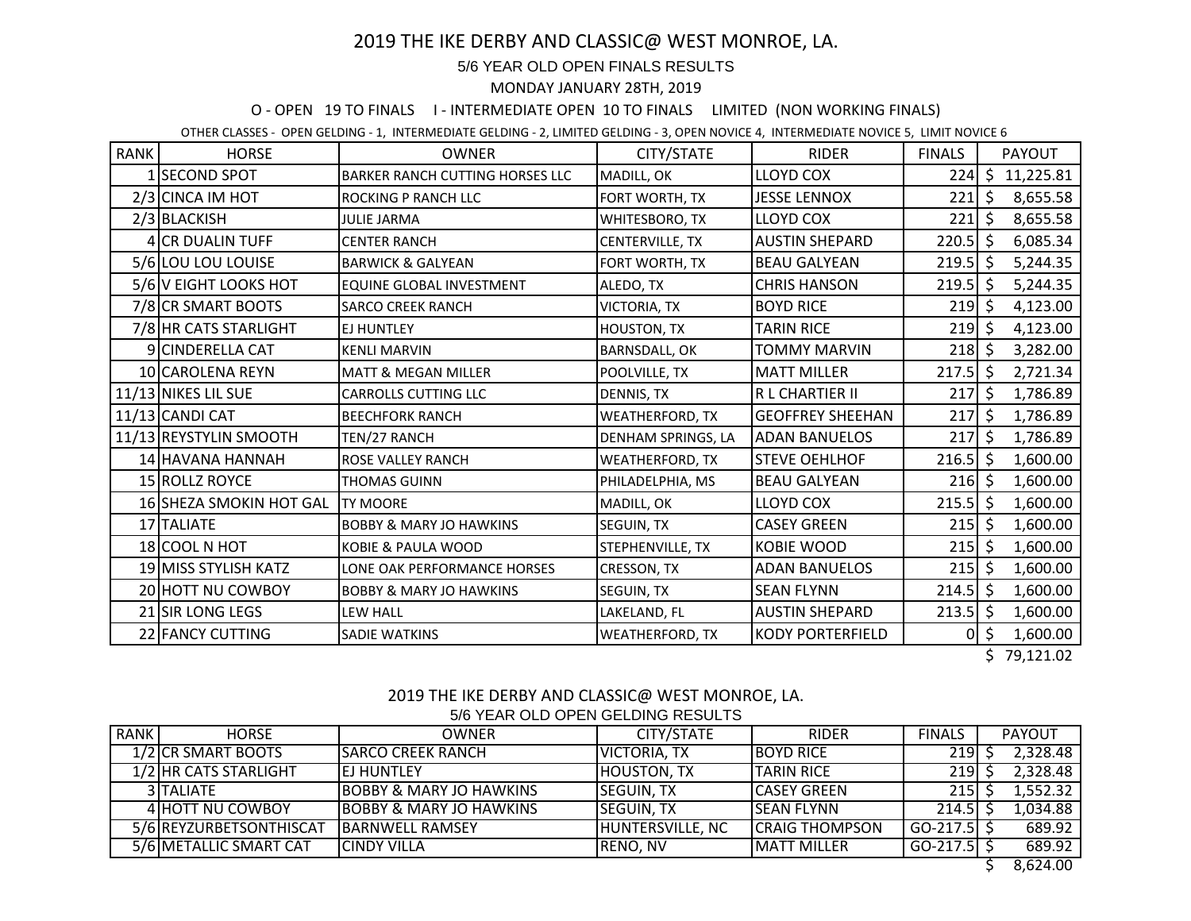# 2019 THE IKE DERBY AND CLASSIC@ WEST MONROE, LA.

5/6 YEAR OLD OPEN FINALS RESULTS

MONDAY JANUARY 28TH, 2019

O - OPEN 19 TO FINALS I - INTERMEDIATE OPEN 10 TO FINALS LIMITED (NON WORKING FINALS)

OTHER CLASSES - OPEN GELDING - 1, INTERMEDIATE GELDING - 2, LIMITED GELDING - 3, OPEN NOVICE 4, INTERMEDIATE NOVICE 5, LIMIT NOVICE 6

| RANK | HORSE | OWNER | CITY/STATE | RIDER | FINALS | PAYOUT |
|---|---|---|---|---|---|---|
| 1 | SECOND SPOT | BARKER RANCH CUTTING HORSES LLC | MADILL, OK | LLOYD COX | 224 | $ 11,225.81 |
| 2/3 | CINCA IM HOT | ROCKING P RANCH LLC | FORT WORTH, TX | JESSE LENNOX | 221 | $ 8,655.58 |
| 2/3 | BLACKISH | JULIE JARMA | WHITESBORO, TX | LLOYD COX | 221 | $ 8,655.58 |
| 4 | CR DUALIN TUFF | CENTER RANCH | CENTERVILLE, TX | AUSTIN SHEPARD | 220.5 | $ 6,085.34 |
| 5/6 | LOU LOU LOUISE | BARWICK & GALYEAN | FORT WORTH, TX | BEAU GALYEAN | 219.5 | $ 5,244.35 |
| 5/6 | V EIGHT LOOKS HOT | EQUINE GLOBAL INVESTMENT | ALEDO, TX | CHRIS HANSON | 219.5 | $ 5,244.35 |
| 7/8 | CR SMART BOOTS | SARCO CREEK RANCH | VICTORIA, TX | BOYD RICE | 219 | $ 4,123.00 |
| 7/8 | HR CATS STARLIGHT | EJ HUNTLEY | HOUSTON, TX | TARIN RICE | 219 | $ 4,123.00 |
| 9 | CINDERELLA CAT | KENLI MARVIN | BARNSDALL, OK | TOMMY MARVIN | 218 | $ 3,282.00 |
| 10 | CAROLENA REYN | MATT & MEGAN MILLER | POOLVILLE, TX | MATT MILLER | 217.5 | $ 2,721.34 |
| 11/13 | NIKES LIL SUE | CARROLLS CUTTING LLC | DENNIS, TX | R L CHARTIER II | 217 | $ 1,786.89 |
| 11/13 | CANDI CAT | BEECHFORK RANCH | WEATHERFORD, TX | GEOFFREY SHEEHAN | 217 | $ 1,786.89 |
| 11/13 | REYSTYLIN SMOOTH | TEN/27 RANCH | DENHAM SPRINGS, LA | ADAN BANUELOS | 217 | $ 1,786.89 |
| 14 | HAVANA HANNAH | ROSE VALLEY RANCH | WEATHERFORD, TX | STEVE OEHLHOF | 216.5 | $ 1,600.00 |
| 15 | ROLLZ ROYCE | THOMAS GUINN | PHILADELPHIA, MS | BEAU GALYEAN | 216 | $ 1,600.00 |
| 16 | SHEZA SMOKIN HOT GAL | TY MOORE | MADILL, OK | LLOYD COX | 215.5 | $ 1,600.00 |
| 17 | TALIATE | BOBBY & MARY JO HAWKINS | SEGUIN, TX | CASEY GREEN | 215 | $ 1,600.00 |
| 18 | COOL N HOT | KOBIE & PAULA WOOD | STEPHENVILLE, TX | KOBIE WOOD | 215 | $ 1,600.00 |
| 19 | MISS STYLISH KATZ | LONE OAK PERFORMANCE HORSES | CRESSON, TX | ADAN BANUELOS | 215 | $ 1,600.00 |
| 20 | HOTT NU COWBOY | BOBBY & MARY JO HAWKINS | SEGUIN, TX | SEAN FLYNN | 214.5 | $ 1,600.00 |
| 21 | SIR LONG LEGS | LEW HALL | LAKELAND, FL | AUSTIN SHEPARD | 213.5 | $ 1,600.00 |
| 22 | FANCY CUTTING | SADIE WATKINS | WEATHERFORD, TX | KODY PORTERFIELD | 0 | $ 1,600.00 |
| | | | | | | $ 79,121.02 |

# 2019 THE IKE DERBY AND CLASSIC@ WEST MONROE, LA.

5/6 YEAR OLD OPEN GELDING RESULTS

| RANK | HORSE | OWNER | CITY/STATE | RIDER | FINALS | PAYOUT |
|---|---|---|---|---|---|---|
| 1/2 | CR SMART BOOTS | SARCO CREEK RANCH | VICTORIA, TX | BOYD RICE | 219 | $ 2,328.48 |
| 1/2 | HR CATS STARLIGHT | EJ HUNTLEY | HOUSTON, TX | TARIN RICE | 219 | $ 2,328.48 |
| 3 | TALIATE | BOBBY & MARY JO HAWKINS | SEGUIN, TX | CASEY GREEN | 215 | $ 1,552.32 |
| 4 | HOTT NU COWBOY | BOBBY & MARY JO HAWKINS | SEGUIN, TX | SEAN FLYNN | 214.5 | $ 1,034.88 |
| 5/6 | REYZURBETSONTHISCAT | BARNWELL RAMSEY | HUNTERSVILLE, NC | CRAIG THOMPSON | GO-217.5 | $ 689.92 |
| 5/6 | METALLIC SMART CAT | CINDY VILLA | RENO, NV | MATT MILLER | GO-217.5 | $ 689.92 |
| | | | | | | $ 8,624.00 |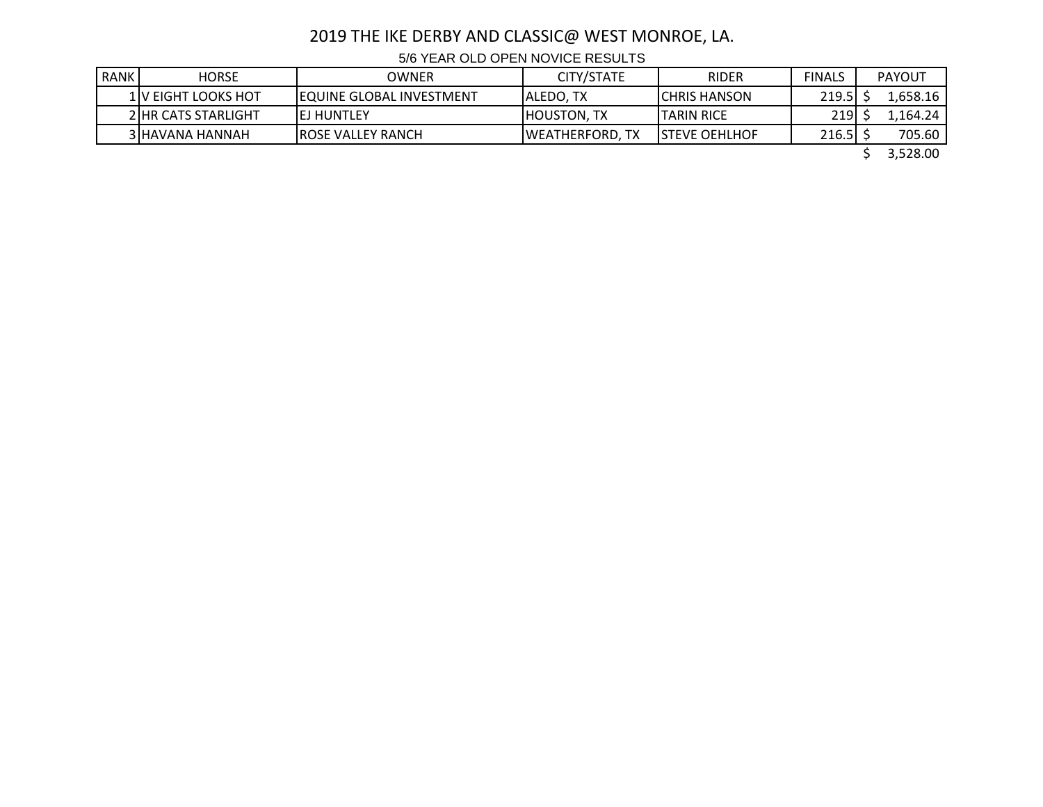# 2019 THE IKE DERBY AND CLASSIC@ WEST MONROE, LA.

## 5/6 YEAR OLD OPEN NOVICE RESULTS

| RANK | HORSE | OWNER | CITY/STATE | RIDER | FINALS | PAYOUT |
|---|---|---|---|---|---|---|
| 1 | V EIGHT LOOKS HOT | EQUINE GLOBAL INVESTMENT | ALEDO, TX | CHRIS HANSON | 219.5 | $ 1,658.16 |
| 2 | HR CATS STARLIGHT | EJ HUNTLEY | HOUSTON, TX | TARIN RICE | 219 | $ 1,164.24 |
| 3 | HAVANA HANNAH | ROSE VALLEY RANCH | WEATHERFORD, TX | STEVE OEHLHOF | 216.5 | $ 705.60 |
| | | | | | | $ 3,528.00 |